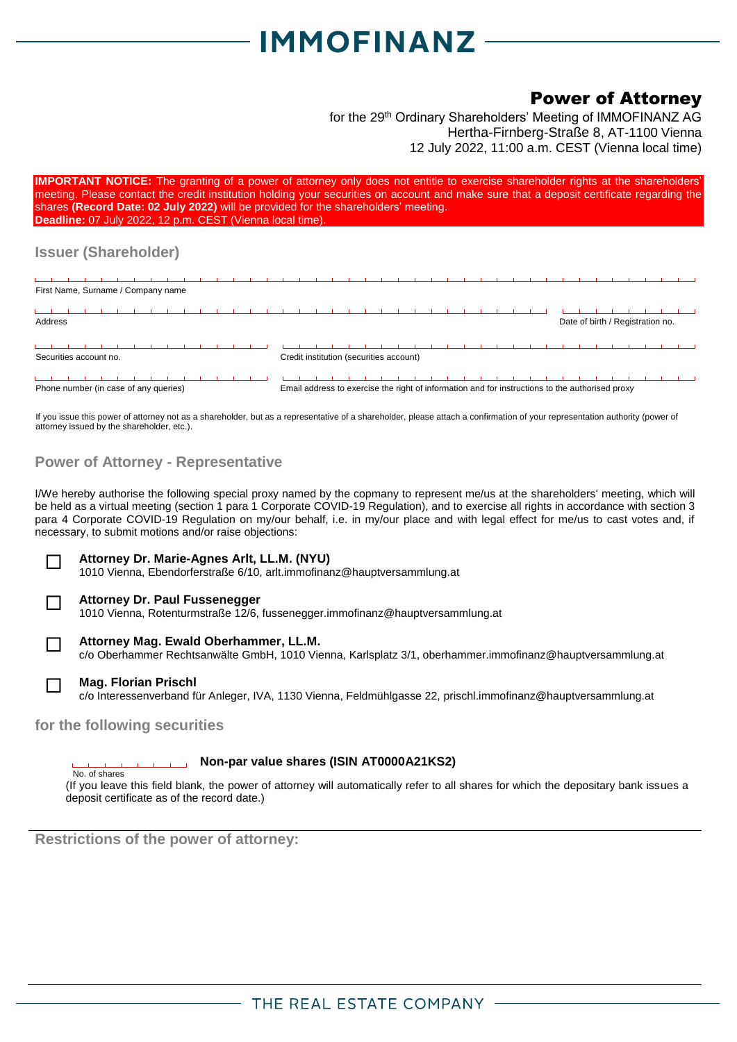# IMMOFINANZ

## Power of Attorney

for the 29th Ordinary Shareholders' Meeting of IMMOFINANZ AG
Hertha-Firnberg-Straße 8, AT-1100 Vienna
12 July 2022, 11:00 a.m. CEST (Vienna local time)

**IMPORTANT NOTICE:** The granting of a power of attorney only does not entitle to exercise shareholder rights at the shareholders' meeting. Please contact the credit institution holding your securities on account and make sure that a deposit certificate regarding the shares **(Record Date: 02 July 2022)** will be provided for the shareholders' meeting.
**Deadline:** 07 July 2022, 12 p.m. CEST (Vienna local time).

### Issuer (Shareholder)

First Name, Surname / Company name

Address

Date of birth / Registration no.

Securities account no.

Credit institution (securities account)

Phone number (in case of any queries)

Email address to exercise the right of information and for instructions to the authorised proxy

If you issue this power of attorney not as a shareholder, but as a representative of a shareholder, please attach a confirmation of your representation authority (power of attorney issued by the shareholder, etc.).

### Power of Attorney - Representative

I/We hereby authorise the following special proxy named by the copmany to represent me/us at the shareholders' meeting, which will be held as a virtual meeting (section 1 para 1 Corporate COVID-19 Regulation), and to exercise all rights in accordance with section 3 para 4 Corporate COVID-19 Regulation on my/our behalf, i.e. in my/our place and with legal effect for me/us to cast votes and, if necessary, to submit motions and/or raise objections:

☐ **Attorney Dr. Marie-Agnes Arlt, LL.M. (NYU)**
1010 Vienna, Ebendorferstraße 6/10, arlt.immofinanz@hauptversammlung.at

☐ **Attorney Dr. Paul Fussenegger**
1010 Vienna, Rotenturmstraße 12/6, fussenegger.immofinanz@hauptversammlung.at

☐ **Attorney Mag. Ewald Oberhammer, LL.M.**
c/o Oberhammer Rechtsanwälte GmbH, 1010 Vienna, Karlsplatz 3/1, oberhammer.immofinanz@hauptversammlung.at

☐ **Mag. Florian Prischl**
c/o Interessenverband für Anleger, IVA, 1130 Vienna, Feldmühlgasse 22, prischl.immofinanz@hauptversammlung.at

### for the following securities

No. of shares **Non-par value shares (ISIN AT0000A21KS2)**

(If you leave this field blank, the power of attorney will automatically refer to all shares for which the depositary bank issues a deposit certificate as of the record date.)

### Restrictions of the power of attorney:

THE REAL ESTATE COMPANY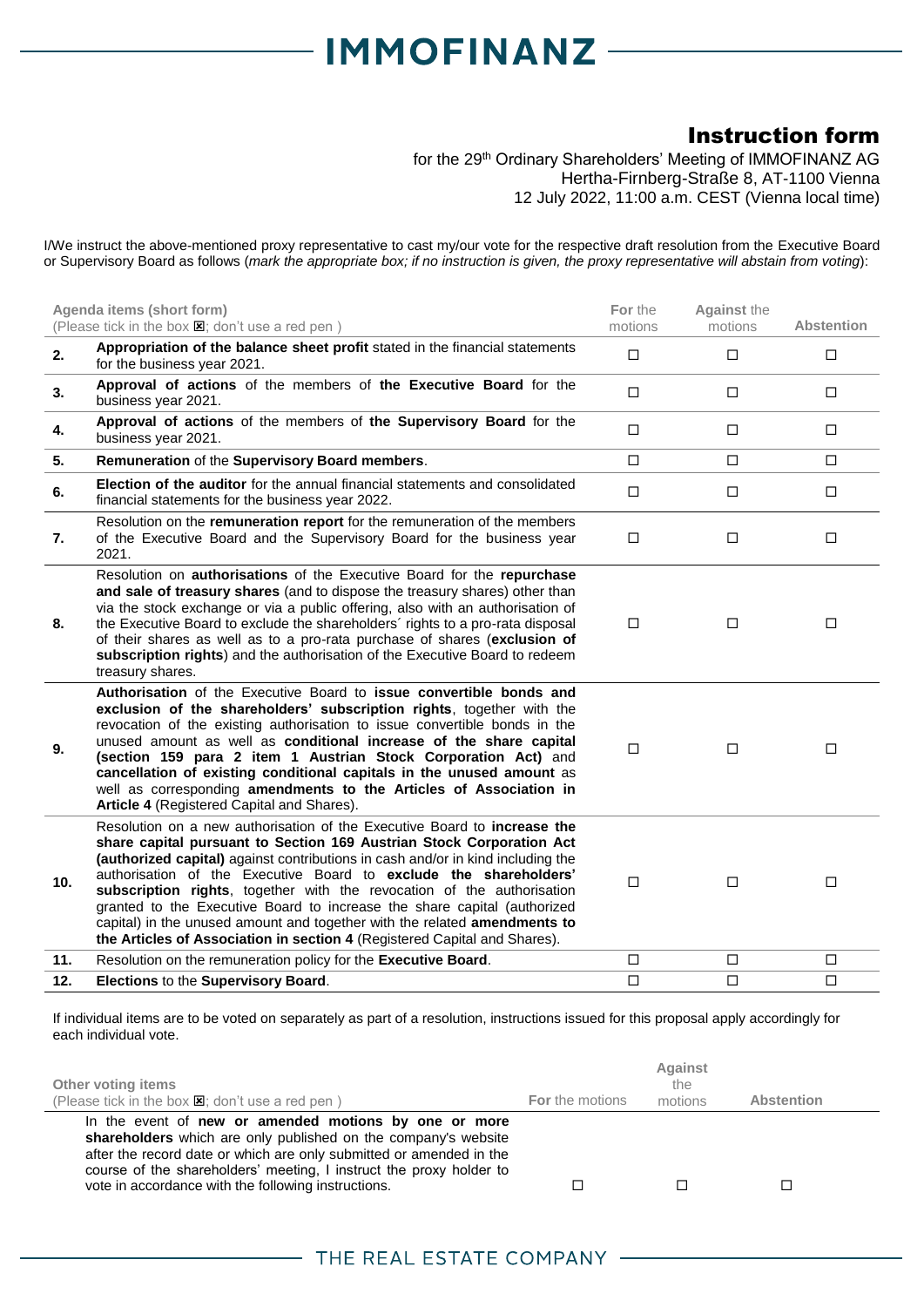# IMMOFINANZ

## Instruction form

for the 29th Ordinary Shareholders' Meeting of IMMOFINANZ AG
Hertha-Firnberg-Straße 8, AT-1100 Vienna
12 July 2022, 11:00 a.m. CEST (Vienna local time)

I/We instruct the above-mentioned proxy representative to cast my/our vote for the respective draft resolution from the Executive Board or Supervisory Board as follows (*mark the appropriate box; if no instruction is given, the proxy representative will abstain from voting*):

| | Agenda items (short form) (Please tick in the box ☒; don't use a red pen ) | **For** the motions | **Against** the motions | **Abstention** |
|---|---|---|---|---|
| **2.** | **Appropriation of the balance sheet profit** stated in the financial statements for the business year 2021. | ☐ | ☐ | ☐ |
| **3.** | **Approval of actions** of the members of **the Executive Board** for the business year 2021. | ☐ | ☐ | ☐ |
| **4.** | **Approval of actions** of the members of **the Supervisory Board** for the business year 2021. | ☐ | ☐ | ☐ |
| **5.** | **Remuneration** of the **Supervisory Board members**. | ☐ | ☐ | ☐ |
| **6.** | **Election of the auditor** for the annual financial statements and consolidated financial statements for the business year 2022. | ☐ | ☐ | ☐ |
| **7.** | Resolution on the **remuneration report** for the remuneration of the members of the Executive Board and the Supervisory Board for the business year 2021. | ☐ | ☐ | ☐ |
| **8.** | Resolution on **authorisations** of the Executive Board for the **repurchase and sale of treasury shares** (and to dispose the treasury shares) other than via the stock exchange or via a public offering, also with an authorisation of the Executive Board to exclude the shareholders´ rights to a pro-rata disposal of their shares as well as to a pro-rata purchase of shares (**exclusion of subscription rights**) and the authorisation of the Executive Board to redeem treasury shares. | ☐ | ☐ | ☐ |
| **9.** | **Authorisation** of the Executive Board to **issue convertible bonds and exclusion of the shareholders' subscription rights**, together with the revocation of the existing authorisation to issue convertible bonds in the unused amount as well as **conditional increase of the share capital (section 159 para 2 item 1 Austrian Stock Corporation Act)** and **cancellation of existing conditional capitals in the unused amount** as well as corresponding **amendments to the Articles of Association in Article 4** (Registered Capital and Shares). | ☐ | ☐ | ☐ |
| **10.** | Resolution on a new authorisation of the Executive Board to **increase the share capital pursuant to Section 169 Austrian Stock Corporation Act (authorized capital)** against contributions in cash and/or in kind including the authorisation of the Executive Board to **exclude the shareholders' subscription rights**, together with the revocation of the authorisation granted to the Executive Board to increase the share capital (authorized capital) in the unused amount and together with the related **amendments to the Articles of Association in section 4** (Registered Capital and Shares). | ☐ | ☐ | ☐ |
| **11.** | Resolution on the remuneration policy for the **Executive Board**. | ☐ | ☐ | ☐ |
| **12.** | **Elections** to the **Supervisory Board**. | ☐ | ☐ | ☐ |

If individual items are to be voted on separately as part of a resolution, instructions issued for this proposal apply accordingly for each individual vote.

| Other voting items (Please tick in the box ☒; don't use a red pen ) | **For** the motions | **Against** the motions | **Abstention** |
|---|---|---|---|
| In the event of **new or amended motions by one or more shareholders** which are only published on the company's website after the record date or which are only submitted or amended in the course of the shareholders' meeting, I instruct the proxy holder to vote in accordance with the following instructions. | ☐ | ☐ | ☐ |

THE REAL ESTATE COMPANY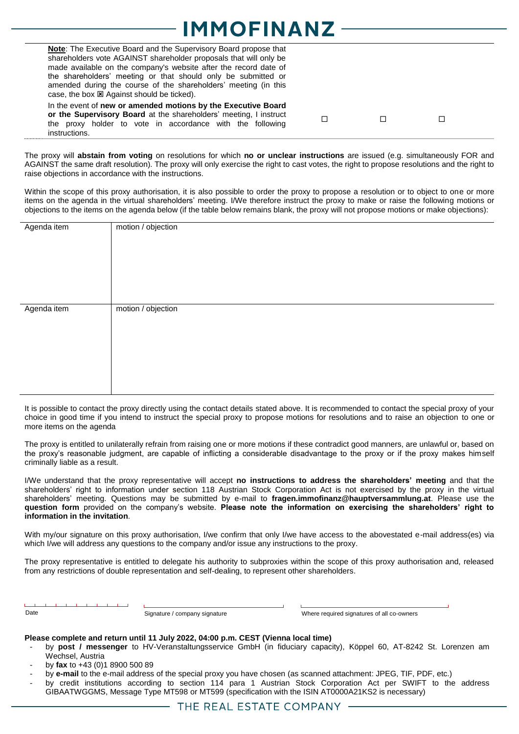**Note**: The Executive Board and the Supervisory Board propose that shareholders vote AGAINST shareholder proposals that will only be made available on the company's website after the record date of the shareholders' meeting or that should only be submitted or amended during the course of the shareholders' meeting (in this case, the box ☒ Against should be ticked).

| | | | |
|---|---|---|---|
| In the event of **new or amended motions by the Executive Board or the Supervisory Board** at the shareholders' meeting, I instruct the proxy holder to vote in accordance with the following instructions. | ☐ | ☐ | ☐ |

The proxy will **abstain from voting** on resolutions for which **no or unclear instructions** are issued (e.g. simultaneously FOR and AGAINST the same draft resolution). The proxy will only exercise the right to cast votes, the right to propose resolutions and the right to raise objections in accordance with the instructions.

Within the scope of this proxy authorisation, it is also possible to order the proxy to propose a resolution or to object to one or more items on the agenda in the virtual shareholders' meeting. I/We therefore instruct the proxy to make or raise the following motions or objections to the items on the agenda below (if the table below remains blank, the proxy will not propose motions or make objections):

| Agenda item | motion / objection |
|---|---|
| | |
| Agenda item | motion / objection |
| | |

It is possible to contact the proxy directly using the contact details stated above. It is recommended to contact the special proxy of your choice in good time if you intend to instruct the special proxy to propose motions for resolutions and to raise an objection to one or more items on the agenda

The proxy is entitled to unilaterally refrain from raising one or more motions if these contradict good manners, are unlawful or, based on the proxy's reasonable judgment, are capable of inflicting a considerable disadvantage to the proxy or if the proxy makes himself criminally liable as a result.

I/We understand that the proxy representative will accept **no instructions to address the shareholders' meeting** and that the shareholders' right to information under section 118 Austrian Stock Corporation Act is not exercised by the proxy in the virtual shareholders' meeting. Questions may be submitted by e-mail to **fragen.immofinanz@hauptversammlung.at**. Please use the **question form** provided on the company's website. **Please note the information on exercising the shareholders' right to information in the invitation**.

With my/our signature on this proxy authorisation, I/we confirm that only I/we have access to the abovestated e-mail address(es) via which I/we will address any questions to the company and/or issue any instructions to the proxy.

The proxy representative is entitled to delegate his authority to subproxies within the scope of this proxy authorisation and, released from any restrictions of double representation and self-dealing, to represent other shareholders.

Date | Signature / company signature | Where required signatures of all co-owners

**Please complete and return until 11 July 2022, 04:00 p.m. CEST (Vienna local time)**

- by **post / messenger** to HV-Veranstaltungsservice GmbH (in fiduciary capacity), Köppel 60, AT-8242 St. Lorenzen am Wechsel, Austria
- by **fax** to +43 (0)1 8900 500 89
- by **e-mail** to the e-mail address of the special proxy you have chosen (as scanned attachment: JPEG, TIF, PDF, etc.)
- by credit institutions according to section 114 para 1 Austrian Stock Corporation Act per SWIFT to the address GIBAATWGGMS, Message Type MT598 or MT599 (specification with the ISIN AT0000A21KS2 is necessary)